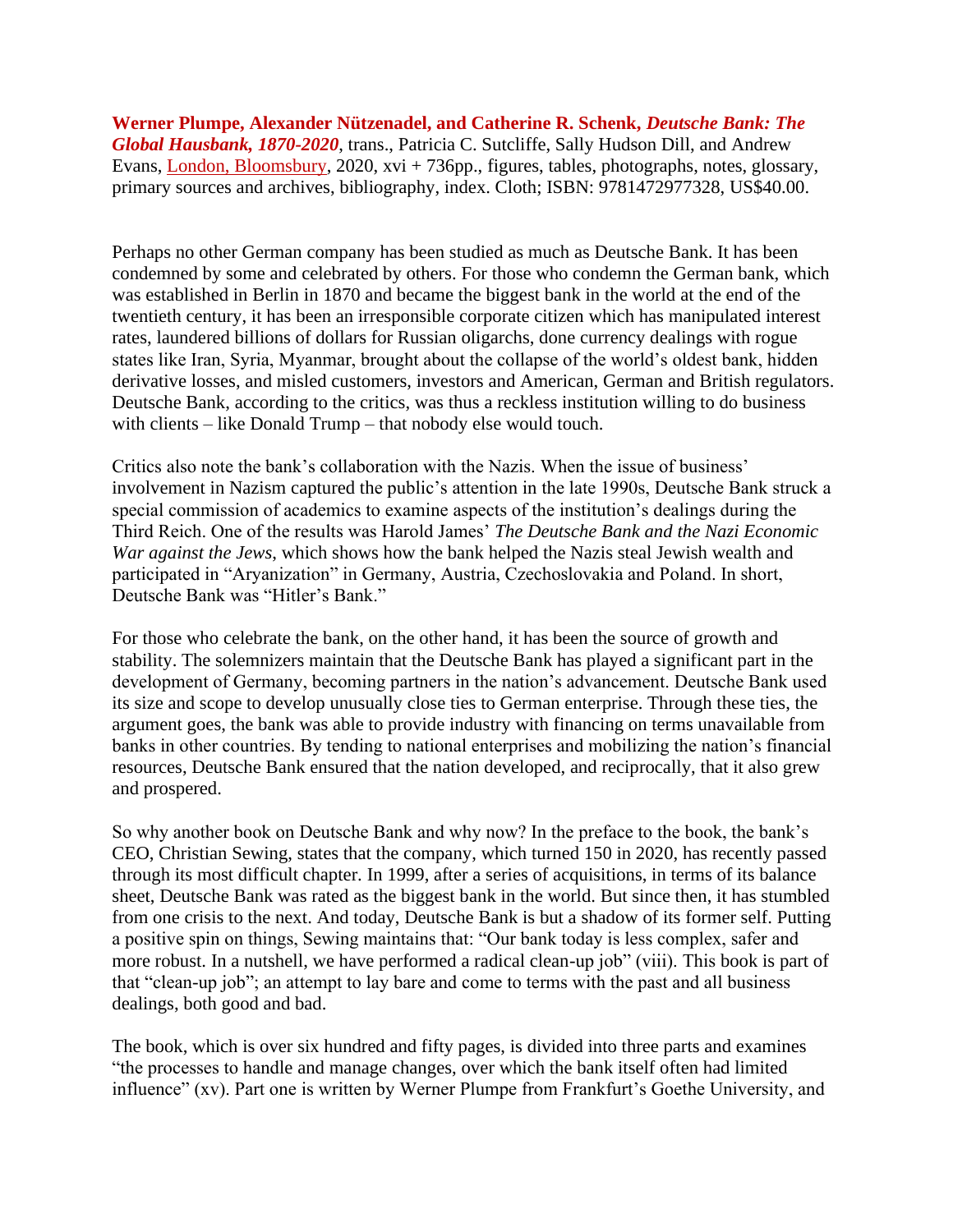**Werner Plumpe, Alexander Nützenadel, and Catherine R. Schenk, *Deutsche Bank: The Global Hausbank, 1870-2020***, trans., Patricia C. Sutcliffe, Sally Hudson Dill, and Andrew Evans, London, Bloomsbury, 2020, xvi + 736pp., figures, tables, photographs, notes, glossary, primary sources and archives, bibliography, index. Cloth; ISBN: 9781472977328, US$40.00.

Perhaps no other German company has been studied as much as Deutsche Bank. It has been condemned by some and celebrated by others. For those who condemn the German bank, which was established in Berlin in 1870 and became the biggest bank in the world at the end of the twentieth century, it has been an irresponsible corporate citizen which has manipulated interest rates, laundered billions of dollars for Russian oligarchs, done currency dealings with rogue states like Iran, Syria, Myanmar, brought about the collapse of the world's oldest bank, hidden derivative losses, and misled customers, investors and American, German and British regulators. Deutsche Bank, according to the critics, was thus a reckless institution willing to do business with clients – like Donald Trump – that nobody else would touch.

Critics also note the bank's collaboration with the Nazis. When the issue of business' involvement in Nazism captured the public's attention in the late 1990s, Deutsche Bank struck a special commission of academics to examine aspects of the institution's dealings during the Third Reich. One of the results was Harold James' *The Deutsche Bank and the Nazi Economic War against the Jews*, which shows how the bank helped the Nazis steal Jewish wealth and participated in "Aryanization" in Germany, Austria, Czechoslovakia and Poland. In short, Deutsche Bank was "Hitler's Bank."

For those who celebrate the bank, on the other hand, it has been the source of growth and stability. The solemnizers maintain that the Deutsche Bank has played a significant part in the development of Germany, becoming partners in the nation's advancement. Deutsche Bank used its size and scope to develop unusually close ties to German enterprise. Through these ties, the argument goes, the bank was able to provide industry with financing on terms unavailable from banks in other countries. By tending to national enterprises and mobilizing the nation's financial resources, Deutsche Bank ensured that the nation developed, and reciprocally, that it also grew and prospered.

So why another book on Deutsche Bank and why now? In the preface to the book, the bank's CEO, Christian Sewing, states that the company, which turned 150 in 2020, has recently passed through its most difficult chapter. In 1999, after a series of acquisitions, in terms of its balance sheet, Deutsche Bank was rated as the biggest bank in the world. But since then, it has stumbled from one crisis to the next. And today, Deutsche Bank is but a shadow of its former self. Putting a positive spin on things, Sewing maintains that: "Our bank today is less complex, safer and more robust. In a nutshell, we have performed a radical clean-up job" (viii). This book is part of that "clean-up job"; an attempt to lay bare and come to terms with the past and all business dealings, both good and bad.

The book, which is over six hundred and fifty pages, is divided into three parts and examines "the processes to handle and manage changes, over which the bank itself often had limited influence" (xv). Part one is written by Werner Plumpe from Frankfurt's Goethe University, and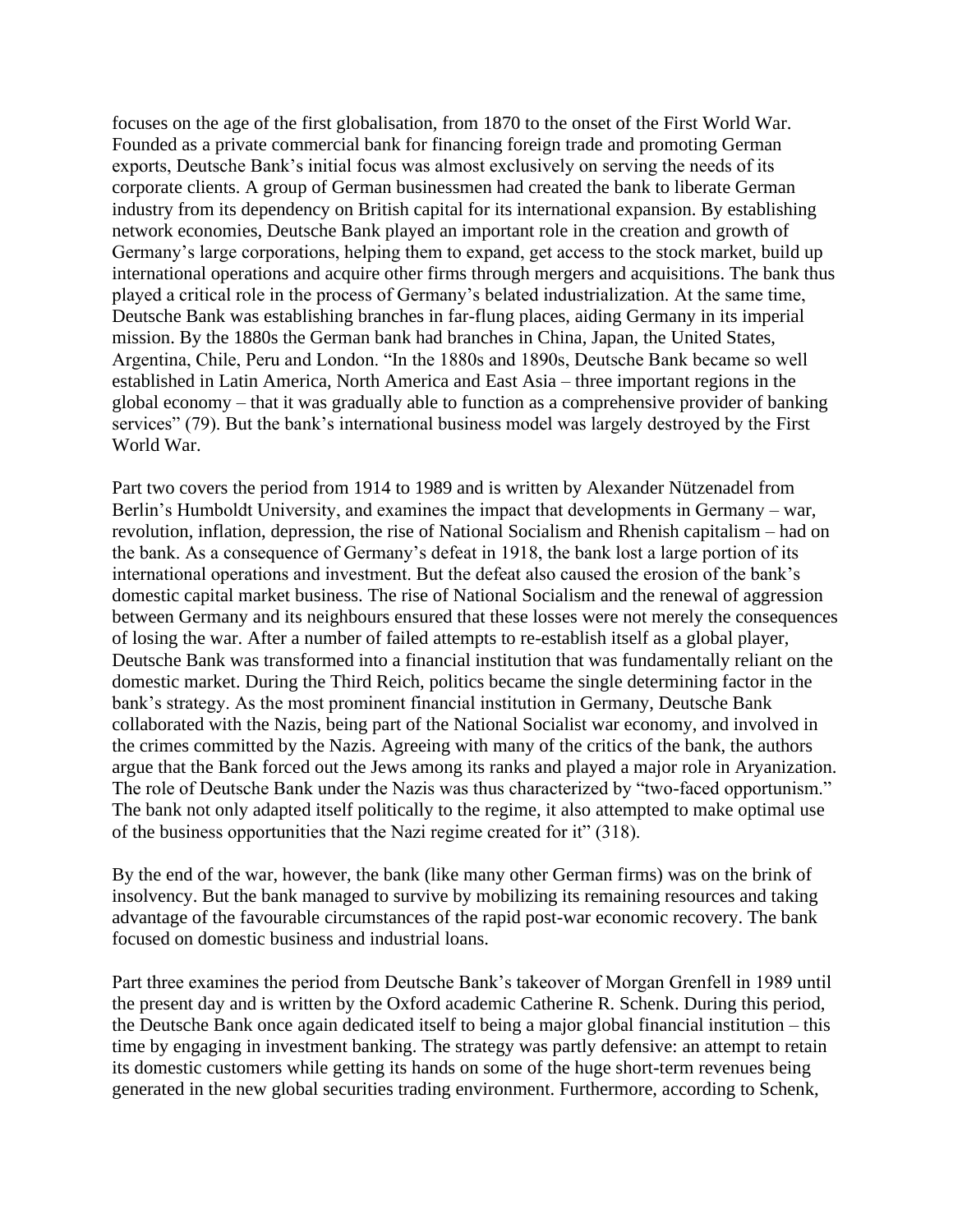focuses on the age of the first globalisation, from 1870 to the onset of the First World War. Founded as a private commercial bank for financing foreign trade and promoting German exports, Deutsche Bank's initial focus was almost exclusively on serving the needs of its corporate clients. A group of German businessmen had created the bank to liberate German industry from its dependency on British capital for its international expansion. By establishing network economies, Deutsche Bank played an important role in the creation and growth of Germany's large corporations, helping them to expand, get access to the stock market, build up international operations and acquire other firms through mergers and acquisitions. The bank thus played a critical role in the process of Germany's belated industrialization. At the same time, Deutsche Bank was establishing branches in far-flung places, aiding Germany in its imperial mission. By the 1880s the German bank had branches in China, Japan, the United States, Argentina, Chile, Peru and London. "In the 1880s and 1890s, Deutsche Bank became so well established in Latin America, North America and East Asia – three important regions in the global economy – that it was gradually able to function as a comprehensive provider of banking services" (79). But the bank's international business model was largely destroyed by the First World War.

Part two covers the period from 1914 to 1989 and is written by Alexander Nützenadel from Berlin's Humboldt University, and examines the impact that developments in Germany – war, revolution, inflation, depression, the rise of National Socialism and Rhenish capitalism – had on the bank. As a consequence of Germany's defeat in 1918, the bank lost a large portion of its international operations and investment. But the defeat also caused the erosion of the bank's domestic capital market business. The rise of National Socialism and the renewal of aggression between Germany and its neighbours ensured that these losses were not merely the consequences of losing the war. After a number of failed attempts to re-establish itself as a global player, Deutsche Bank was transformed into a financial institution that was fundamentally reliant on the domestic market. During the Third Reich, politics became the single determining factor in the bank's strategy. As the most prominent financial institution in Germany, Deutsche Bank collaborated with the Nazis, being part of the National Socialist war economy, and involved in the crimes committed by the Nazis. Agreeing with many of the critics of the bank, the authors argue that the Bank forced out the Jews among its ranks and played a major role in Aryanization. The role of Deutsche Bank under the Nazis was thus characterized by "two-faced opportunism." The bank not only adapted itself politically to the regime, it also attempted to make optimal use of the business opportunities that the Nazi regime created for it" (318).

By the end of the war, however, the bank (like many other German firms) was on the brink of insolvency. But the bank managed to survive by mobilizing its remaining resources and taking advantage of the favourable circumstances of the rapid post-war economic recovery. The bank focused on domestic business and industrial loans.

Part three examines the period from Deutsche Bank's takeover of Morgan Grenfell in 1989 until the present day and is written by the Oxford academic Catherine R. Schenk. During this period, the Deutsche Bank once again dedicated itself to being a major global financial institution – this time by engaging in investment banking. The strategy was partly defensive: an attempt to retain its domestic customers while getting its hands on some of the huge short-term revenues being generated in the new global securities trading environment. Furthermore, according to Schenk,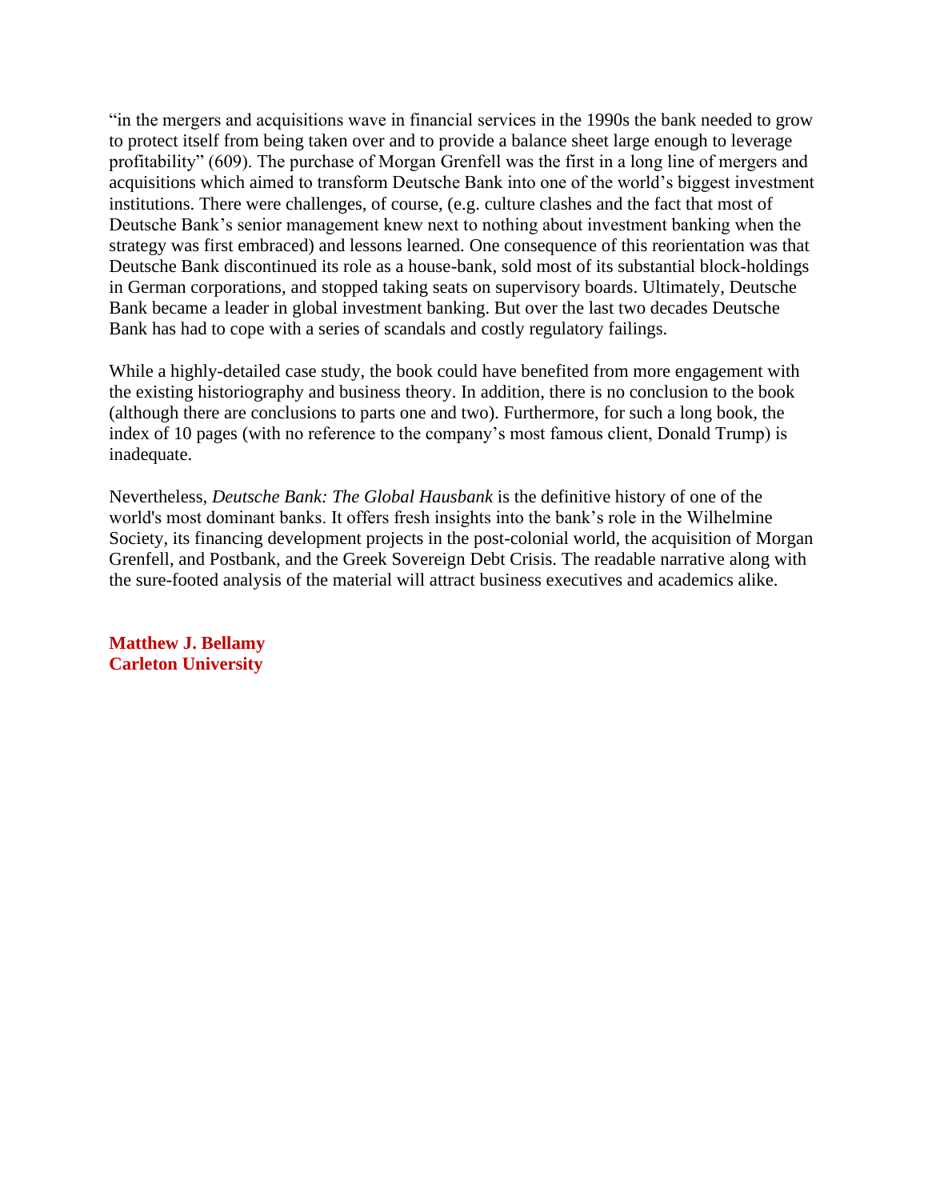"in the mergers and acquisitions wave in financial services in the 1990s the bank needed to grow to protect itself from being taken over and to provide a balance sheet large enough to leverage profitability" (609). The purchase of Morgan Grenfell was the first in a long line of mergers and acquisitions which aimed to transform Deutsche Bank into one of the world's biggest investment institutions. There were challenges, of course, (e.g. culture clashes and the fact that most of Deutsche Bank's senior management knew next to nothing about investment banking when the strategy was first embraced) and lessons learned. One consequence of this reorientation was that Deutsche Bank discontinued its role as a house-bank, sold most of its substantial block-holdings in German corporations, and stopped taking seats on supervisory boards. Ultimately, Deutsche Bank became a leader in global investment banking. But over the last two decades Deutsche Bank has had to cope with a series of scandals and costly regulatory failings.

While a highly-detailed case study, the book could have benefited from more engagement with the existing historiography and business theory. In addition, there is no conclusion to the book (although there are conclusions to parts one and two). Furthermore, for such a long book, the index of 10 pages (with no reference to the company's most famous client, Donald Trump) is inadequate.

Nevertheless, *Deutsche Bank: The Global Hausbank* is the definitive history of one of the world's most dominant banks. It offers fresh insights into the bank's role in the Wilhelmine Society, its financing development projects in the post-colonial world, the acquisition of Morgan Grenfell, and Postbank, and the Greek Sovereign Debt Crisis. The readable narrative along with the sure-footed analysis of the material will attract business executives and academics alike.

**Matthew J. Bellamy**
**Carleton University**